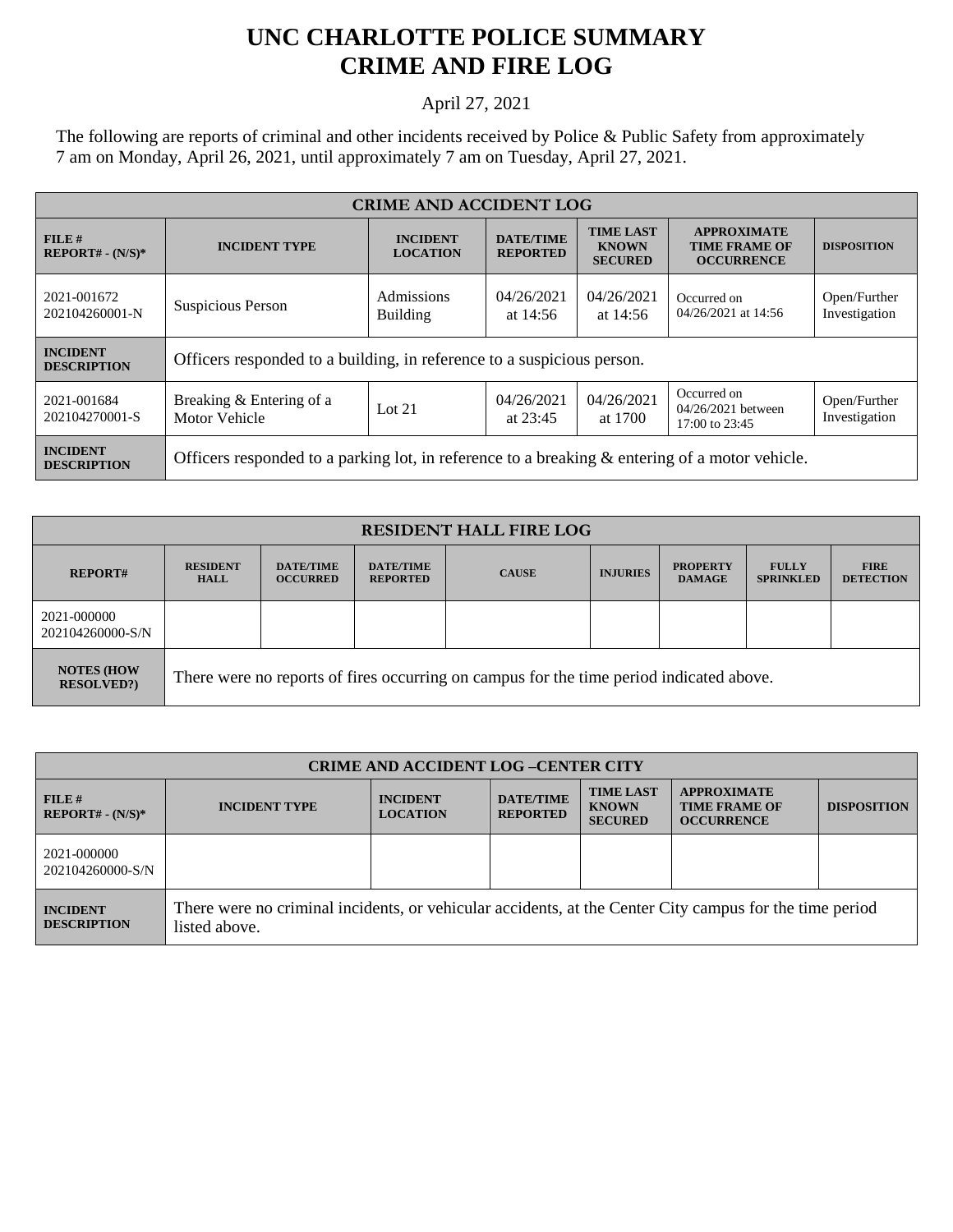# UNC CHARLOTTE POLICE SUMMARY
# CRIME AND FIRE LOG

April 27, 2021

The following are reports of criminal and other incidents received by Police & Public Safety from approximately 7 am on Monday, April 26, 2021, until approximately 7 am on Tuesday, April 27, 2021.

| CRIME AND ACCIDENT LOG | | | | | | |
|---|---|---|---|---|---|---|
| **FILE # REPORT# - (N/S)*** | **INCIDENT TYPE** | **INCIDENT LOCATION** | **DATE/TIME REPORTED** | **TIME LAST KNOWN SECURED** | **APPROXIMATE TIME FRAME OF OCCURRENCE** | **DISPOSITION** |
| 2021-001672 202104260001-N | Suspicious Person | Admissions Building | 04/26/2021 at 14:56 | 04/26/2021 at 14:56 | Occurred on 04/26/2021 at 14:56 | Open/Further Investigation |
| **INCIDENT DESCRIPTION** | Officers responded to a building, in reference to a suspicious person. | | | | | |
| 2021-001684 202104270001-S | Breaking & Entering of a Motor Vehicle | Lot 21 | 04/26/2021 at 23:45 | 04/26/2021 at 1700 | Occurred on 04/26/2021 between 17:00 to 23:45 | Open/Further Investigation |
| **INCIDENT DESCRIPTION** | Officers responded to a parking lot, in reference to a breaking & entering of a motor vehicle. | | | | | |

| RESIDENT HALL FIRE LOG | | | | | | | | |
|---|---|---|---|---|---|---|---|---|
| **REPORT#** | **RESIDENT HALL** | **DATE/TIME OCCURRED** | **DATE/TIME REPORTED** | **CAUSE** | **INJURIES** | **PROPERTY DAMAGE** | **FULLY SPRINKLED** | **FIRE DETECTION** |
| 2021-000000 202104260000-S/N | | | | | | | | |
| **NOTES (HOW RESOLVED?)** | There were no reports of fires occurring on campus for the time period indicated above. | | | | | | | |

| CRIME AND ACCIDENT LOG –CENTER CITY | | | | | | |
|---|---|---|---|---|---|---|
| **FILE # REPORT# - (N/S)*** | **INCIDENT TYPE** | **INCIDENT LOCATION** | **DATE/TIME REPORTED** | **TIME LAST KNOWN SECURED** | **APPROXIMATE TIME FRAME OF OCCURRENCE** | **DISPOSITION** |
| 2021-000000 202104260000-S/N | | | | | | |
| **INCIDENT DESCRIPTION** | There were no criminal incidents, or vehicular accidents, at the Center City campus for the time period listed above. | | | | | |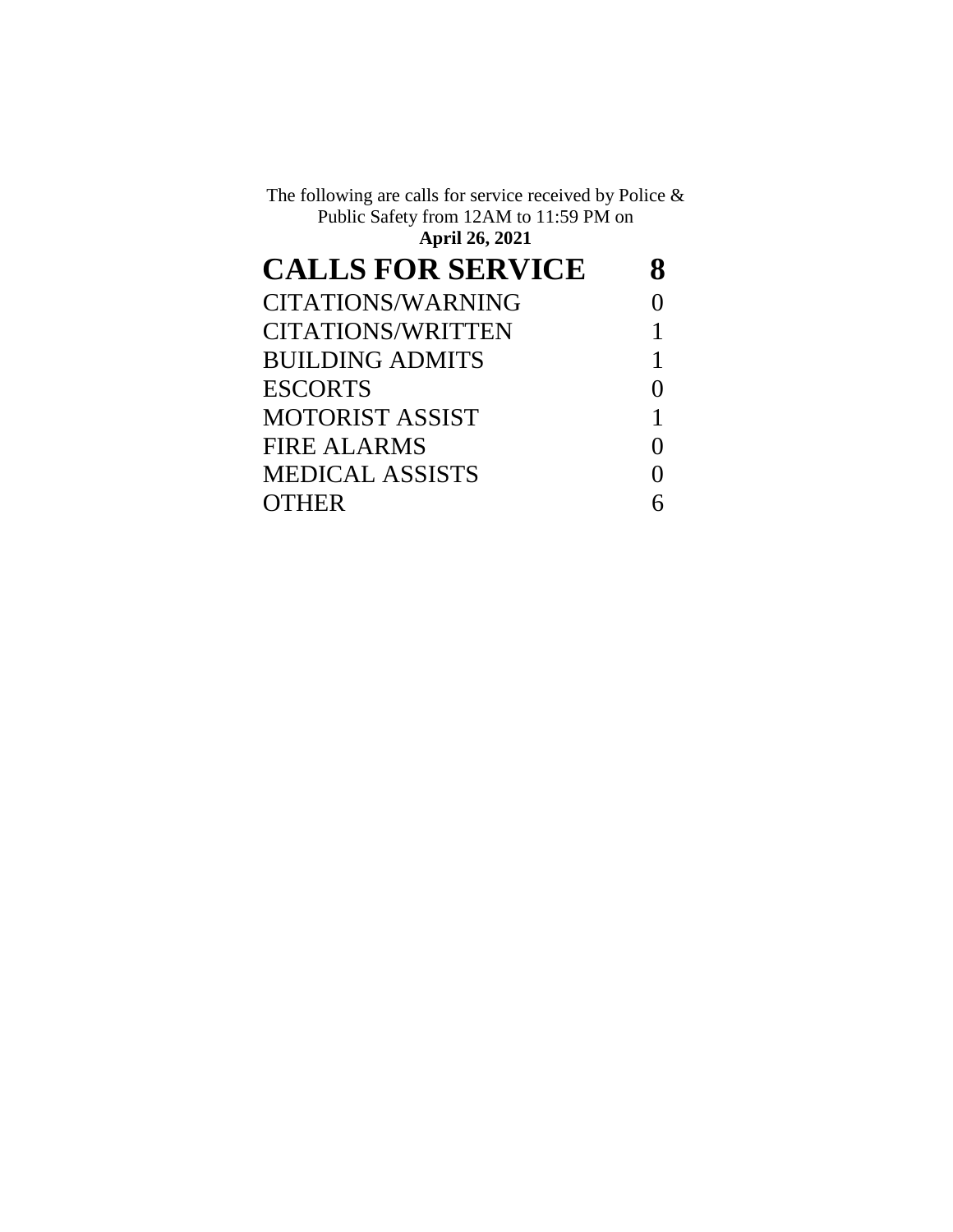The following are calls for service received by Police & Public Safety from 12AM to 11:59 PM on

**April 26, 2021**

| | |
|---|---|
| **CALLS FOR SERVICE** | **8** |
| CITATIONS/WARNING | 0 |
| CITATIONS/WRITTEN | 1 |
| BUILDING ADMITS | 1 |
| ESCORTS | 0 |
| MOTORIST ASSIST | 1 |
| FIRE ALARMS | 0 |
| MEDICAL ASSISTS | 0 |
| OTHER | 6 |